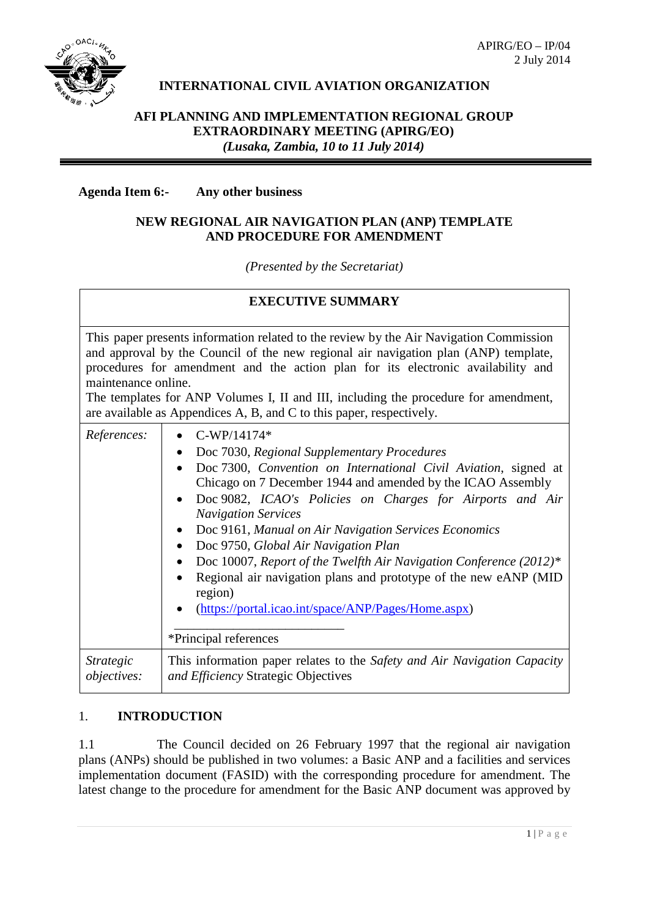APIRG/EO – IP/04
2 July 2014

**INTERNATIONAL CIVIL AVIATION ORGANIZATION**

**AFI PLANNING AND IMPLEMENTATION REGIONAL GROUP EXTRAORDINARY MEETING (APIRG/EO)**
***(Lusaka, Zambia, 10 to 11 July 2014)***

**Agenda Item 6:-   Any other business**

## NEW REGIONAL AIR NAVIGATION PLAN (ANP) TEMPLATE AND PROCEDURE FOR AMENDMENT

*(Presented by the Secretariat)*

| **EXECUTIVE SUMMARY** | |
|---|---|
| This paper presents information related to the review by the Air Navigation Commission and approval by the Council of the new regional air navigation plan (ANP) template, procedures for amendment and the action plan for its electronic availability and maintenance online.<br>The templates for ANP Volumes I, II and III, including the procedure for amendment, are available as Appendices A, B, and C to this paper, respectively. | |
| *References:* | • C-WP/14174*<br>• Doc 7030, *Regional Supplementary Procedures*<br>• Doc 7300, *Convention on International Civil Aviation*, signed at Chicago on 7 December 1944 and amended by the ICAO Assembly<br>• Doc 9082, *ICAO's Policies on Charges for Airports and Air Navigation Services*<br>• Doc 9161, *Manual on Air Navigation Services Economics*<br>• Doc 9750, *Global Air Navigation Plan*<br>• Doc 10007, *Report of the Twelfth Air Navigation Conference (2012)**<br>• Regional air navigation plans and prototype of the new eANP (MID region)<br>• (https://portal.icao.int/space/ANP/Pages/Home.aspx)<br>\_\_\_\_\_\_\_\_\_\_\_\_\_\_\_\_\_\_\_\_\_\_\_\_\_\_\_\_<br>*Principal references |
| *Strategic objectives:* | This information paper relates to the *Safety and Air Navigation Capacity and Efficiency* Strategic Objectives |

## 1. INTRODUCTION

1.1 The Council decided on 26 February 1997 that the regional air navigation plans (ANPs) should be published in two volumes: a Basic ANP and a facilities and services implementation document (FASID) with the corresponding procedure for amendment. The latest change to the procedure for amendment for the Basic ANP document was approved by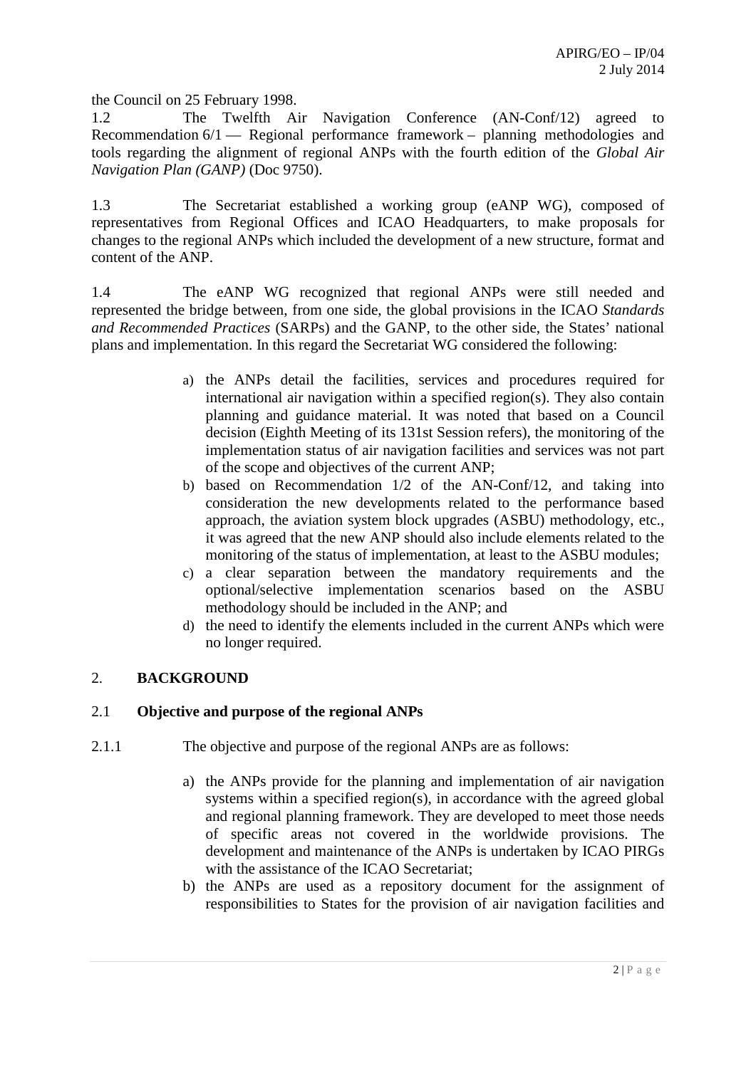the Council on 25 February 1998.

1.2 The Twelfth Air Navigation Conference (AN-Conf/12) agreed to Recommendation 6/1 — Regional performance framework – planning methodologies and tools regarding the alignment of regional ANPs with the fourth edition of the *Global Air Navigation Plan (GANP)* (Doc 9750).

1.3 The Secretariat established a working group (eANP WG), composed of representatives from Regional Offices and ICAO Headquarters, to make proposals for changes to the regional ANPs which included the development of a new structure, format and content of the ANP.

1.4 The eANP WG recognized that regional ANPs were still needed and represented the bridge between, from one side, the global provisions in the ICAO *Standards and Recommended Practices* (SARPs) and the GANP, to the other side, the States' national plans and implementation. In this regard the Secretariat WG considered the following:

a) the ANPs detail the facilities, services and procedures required for international air navigation within a specified region(s). They also contain planning and guidance material. It was noted that based on a Council decision (Eighth Meeting of its 131st Session refers), the monitoring of the implementation status of air navigation facilities and services was not part of the scope and objectives of the current ANP;
b) based on Recommendation 1/2 of the AN-Conf/12, and taking into consideration the new developments related to the performance based approach, the aviation system block upgrades (ASBU) methodology, etc., it was agreed that the new ANP should also include elements related to the monitoring of the status of implementation, at least to the ASBU modules;
c) a clear separation between the mandatory requirements and the optional/selective implementation scenarios based on the ASBU methodology should be included in the ANP; and
d) the need to identify the elements included in the current ANPs which were no longer required.

## 2. BACKGROUND

### 2.1 Objective and purpose of the regional ANPs

2.1.1 The objective and purpose of the regional ANPs are as follows:

a) the ANPs provide for the planning and implementation of air navigation systems within a specified region(s), in accordance with the agreed global and regional planning framework. They are developed to meet those needs of specific areas not covered in the worldwide provisions. The development and maintenance of the ANPs is undertaken by ICAO PIRGs with the assistance of the ICAO Secretariat;
b) the ANPs are used as a repository document for the assignment of responsibilities to States for the provision of air navigation facilities and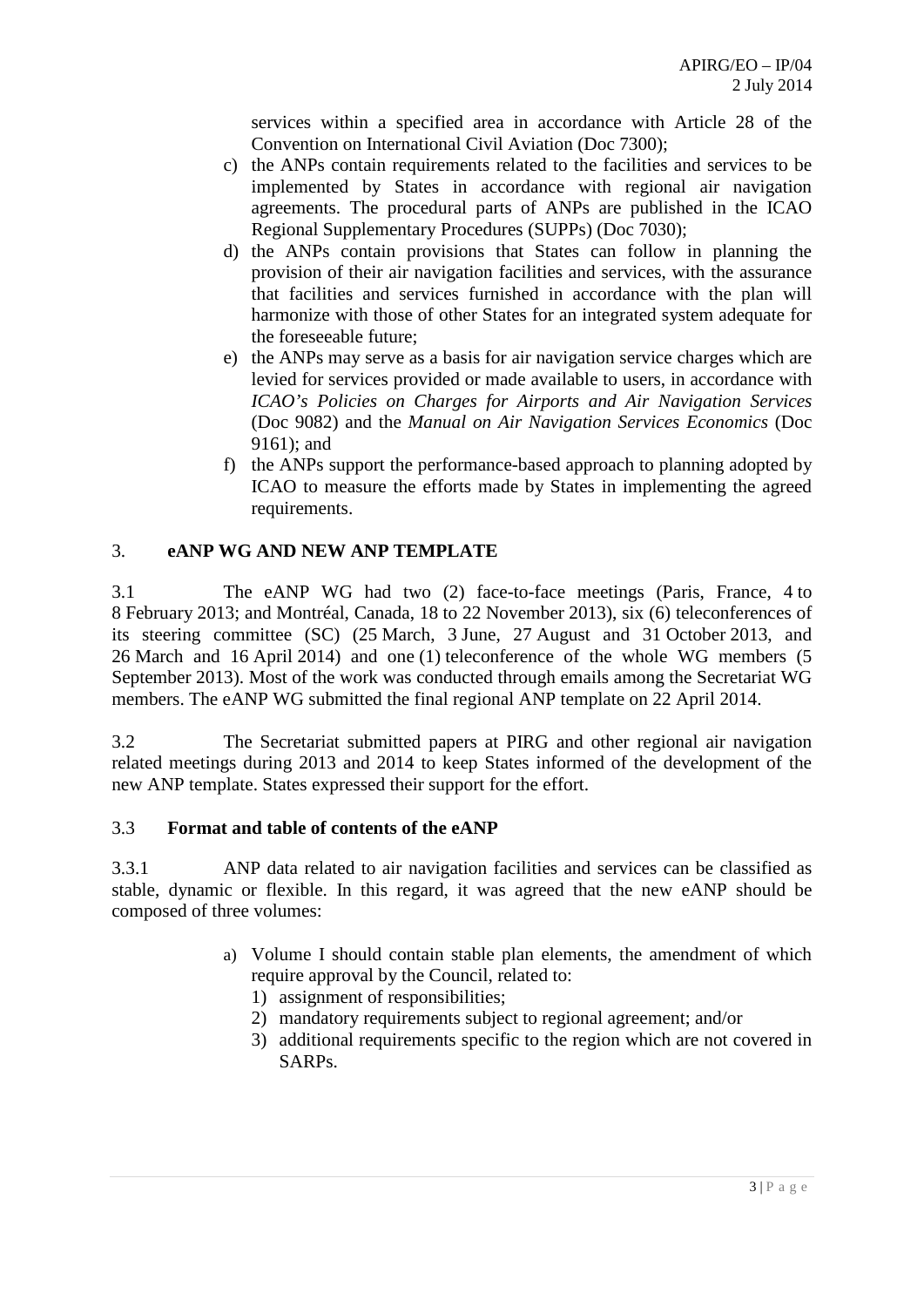services within a specified area in accordance with Article 28 of the Convention on International Civil Aviation (Doc 7300);

c) the ANPs contain requirements related to the facilities and services to be implemented by States in accordance with regional air navigation agreements. The procedural parts of ANPs are published in the ICAO Regional Supplementary Procedures (SUPPs) (Doc 7030);
d) the ANPs contain provisions that States can follow in planning the provision of their air navigation facilities and services, with the assurance that facilities and services furnished in accordance with the plan will harmonize with those of other States for an integrated system adequate for the foreseeable future;
e) the ANPs may serve as a basis for air navigation service charges which are levied for services provided or made available to users, in accordance with *ICAO's Policies on Charges for Airports and Air Navigation Services* (Doc 9082) and the *Manual on Air Navigation Services Economics* (Doc 9161); and
f) the ANPs support the performance-based approach to planning adopted by ICAO to measure the efforts made by States in implementing the agreed requirements.

## 3. eANP WG AND NEW ANP TEMPLATE

3.1 The eANP WG had two (2) face-to-face meetings (Paris, France, 4 to 8 February 2013; and Montréal, Canada, 18 to 22 November 2013), six (6) teleconferences of its steering committee (SC) (25 March, 3 June, 27 August and 31 October 2013, and 26 March and 16 April 2014) and one (1) teleconference of the whole WG members (5 September 2013). Most of the work was conducted through emails among the Secretariat WG members. The eANP WG submitted the final regional ANP template on 22 April 2014.

3.2 The Secretariat submitted papers at PIRG and other regional air navigation related meetings during 2013 and 2014 to keep States informed of the development of the new ANP template. States expressed their support for the effort.

### 3.3 Format and table of contents of the eANP

3.3.1 ANP data related to air navigation facilities and services can be classified as stable, dynamic or flexible. In this regard, it was agreed that the new eANP should be composed of three volumes:

a) Volume I should contain stable plan elements, the amendment of which require approval by the Council, related to:
   1) assignment of responsibilities;
   2) mandatory requirements subject to regional agreement; and/or
   3) additional requirements specific to the region which are not covered in SARPs.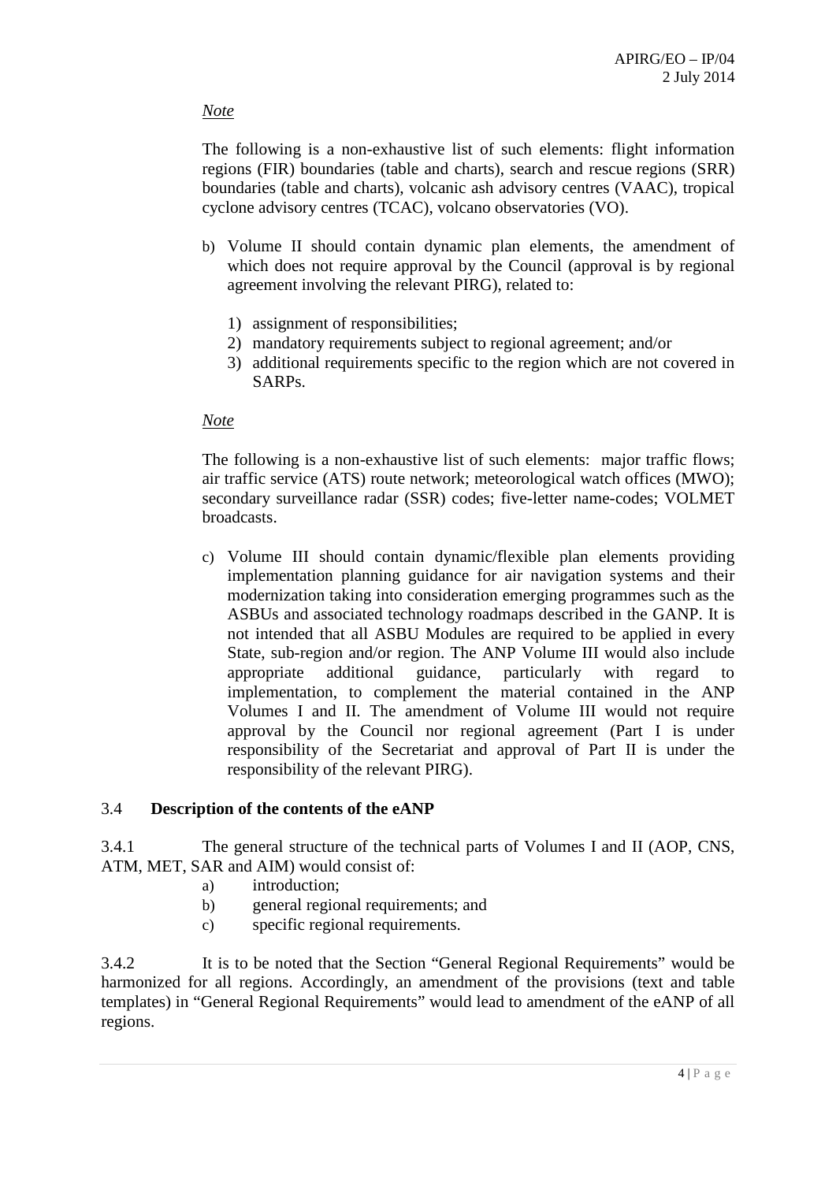*Note*

The following is a non-exhaustive list of such elements: flight information regions (FIR) boundaries (table and charts), search and rescue regions (SRR) boundaries (table and charts), volcanic ash advisory centres (VAAC), tropical cyclone advisory centres (TCAC), volcano observatories (VO).

b) Volume II should contain dynamic plan elements, the amendment of which does not require approval by the Council (approval is by regional agreement involving the relevant PIRG), related to:

   1) assignment of responsibilities;
   2) mandatory requirements subject to regional agreement; and/or
   3) additional requirements specific to the region which are not covered in SARPs.

*Note*

The following is a non-exhaustive list of such elements: major traffic flows; air traffic service (ATS) route network; meteorological watch offices (MWO); secondary surveillance radar (SSR) codes; five-letter name-codes; VOLMET broadcasts.

c) Volume III should contain dynamic/flexible plan elements providing implementation planning guidance for air navigation systems and their modernization taking into consideration emerging programmes such as the ASBUs and associated technology roadmaps described in the GANP. It is not intended that all ASBU Modules are required to be applied in every State, sub-region and/or region. The ANP Volume III would also include appropriate additional guidance, particularly with regard to implementation, to complement the material contained in the ANP Volumes I and II. The amendment of Volume III would not require approval by the Council nor regional agreement (Part I is under responsibility of the Secretariat and approval of Part II is under the responsibility of the relevant PIRG).

## 3.4 **Description of the contents of the eANP**

3.4.1 The general structure of the technical parts of Volumes I and II (AOP, CNS, ATM, MET, SAR and AIM) would consist of:

a) introduction;
b) general regional requirements; and
c) specific regional requirements.

3.4.2 It is to be noted that the Section "General Regional Requirements" would be harmonized for all regions. Accordingly, an amendment of the provisions (text and table templates) in "General Regional Requirements" would lead to amendment of the eANP of all regions.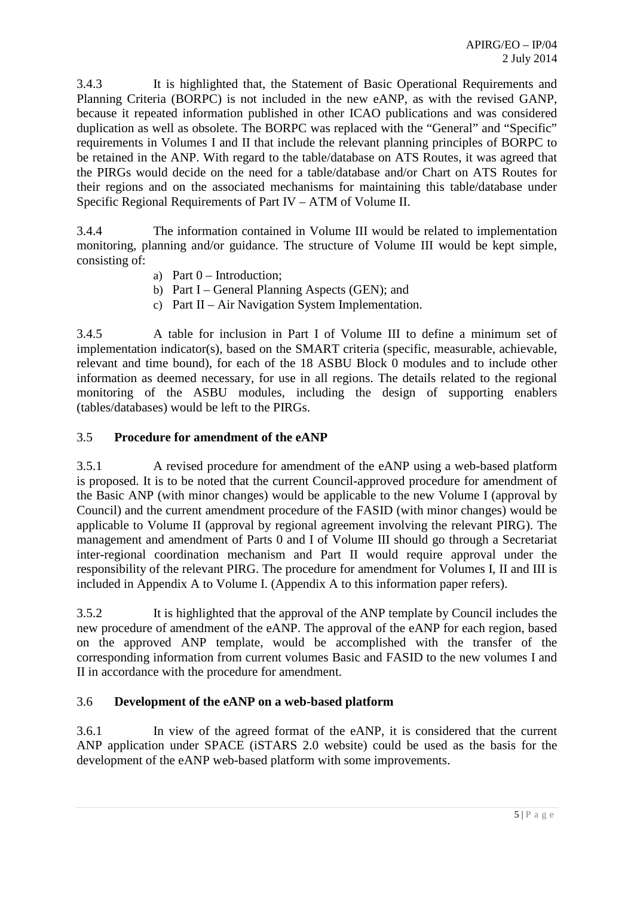3.4.3 It is highlighted that, the Statement of Basic Operational Requirements and Planning Criteria (BORPC) is not included in the new eANP, as with the revised GANP, because it repeated information published in other ICAO publications and was considered duplication as well as obsolete. The BORPC was replaced with the "General" and "Specific" requirements in Volumes I and II that include the relevant planning principles of BORPC to be retained in the ANP. With regard to the table/database on ATS Routes, it was agreed that the PIRGs would decide on the need for a table/database and/or Chart on ATS Routes for their regions and on the associated mechanisms for maintaining this table/database under Specific Regional Requirements of Part IV – ATM of Volume II.

3.4.4 The information contained in Volume III would be related to implementation monitoring, planning and/or guidance. The structure of Volume III would be kept simple, consisting of:

a) Part 0 – Introduction;
b) Part I – General Planning Aspects (GEN); and
c) Part II – Air Navigation System Implementation.

3.4.5 A table for inclusion in Part I of Volume III to define a minimum set of implementation indicator(s), based on the SMART criteria (specific, measurable, achievable, relevant and time bound), for each of the 18 ASBU Block 0 modules and to include other information as deemed necessary, for use in all regions. The details related to the regional monitoring of the ASBU modules, including the design of supporting enablers (tables/databases) would be left to the PIRGs.

## 3.5 Procedure for amendment of the eANP

3.5.1 A revised procedure for amendment of the eANP using a web-based platform is proposed. It is to be noted that the current Council-approved procedure for amendment of the Basic ANP (with minor changes) would be applicable to the new Volume I (approval by Council) and the current amendment procedure of the FASID (with minor changes) would be applicable to Volume II (approval by regional agreement involving the relevant PIRG). The management and amendment of Parts 0 and I of Volume III should go through a Secretariat inter-regional coordination mechanism and Part II would require approval under the responsibility of the relevant PIRG. The procedure for amendment for Volumes I, II and III is included in Appendix A to Volume I. (Appendix A to this information paper refers).

3.5.2 It is highlighted that the approval of the ANP template by Council includes the new procedure of amendment of the eANP. The approval of the eANP for each region, based on the approved ANP template, would be accomplished with the transfer of the corresponding information from current volumes Basic and FASID to the new volumes I and II in accordance with the procedure for amendment.

## 3.6 Development of the eANP on a web-based platform

3.6.1 In view of the agreed format of the eANP, it is considered that the current ANP application under SPACE (iSTARS 2.0 website) could be used as the basis for the development of the eANP web-based platform with some improvements.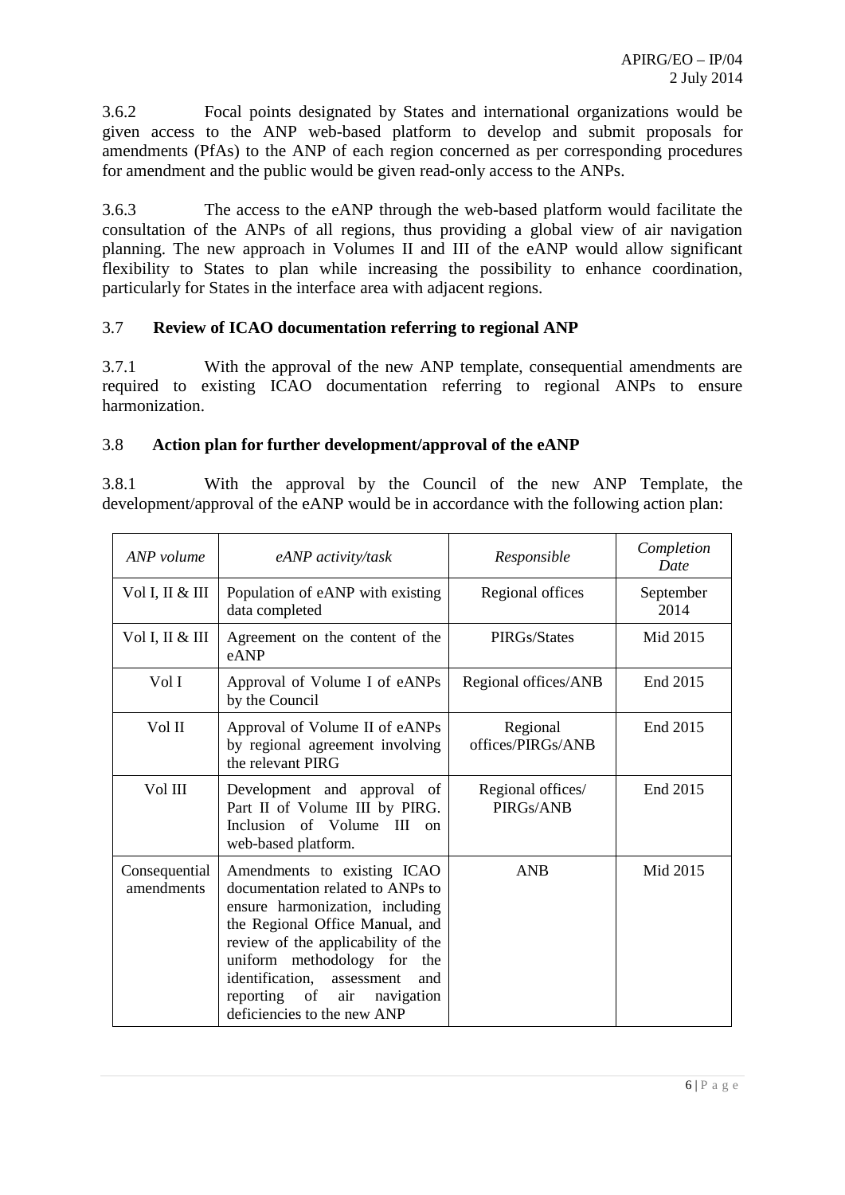3.6.2 Focal points designated by States and international organizations would be given access to the ANP web-based platform to develop and submit proposals for amendments (PfAs) to the ANP of each region concerned as per corresponding procedures for amendment and the public would be given read-only access to the ANPs.

3.6.3 The access to the eANP through the web-based platform would facilitate the consultation of the ANPs of all regions, thus providing a global view of air navigation planning. The new approach in Volumes II and III of the eANP would allow significant flexibility to States to plan while increasing the possibility to enhance coordination, particularly for States in the interface area with adjacent regions.

### 3.7 Review of ICAO documentation referring to regional ANP

3.7.1 With the approval of the new ANP template, consequential amendments are required to existing ICAO documentation referring to regional ANPs to ensure harmonization.

### 3.8 Action plan for further development/approval of the eANP

3.8.1 With the approval by the Council of the new ANP Template, the development/approval of the eANP would be in accordance with the following action plan:

| *ANP volume* | *eANP activity/task* | *Responsible* | *Completion Date* |
|---|---|---|---|
| Vol I, II & III | Population of eANP with existing data completed | Regional offices | September 2014 |
| Vol I, II & III | Agreement on the content of the eANP | PIRGs/States | Mid 2015 |
| Vol I | Approval of Volume I of eANPs by the Council | Regional offices/ANB | End 2015 |
| Vol II | Approval of Volume II of eANPs by regional agreement involving the relevant PIRG | Regional offices/PIRGs/ANB | End 2015 |
| Vol III | Development and approval of Part II of Volume III by PIRG. Inclusion of Volume III on web-based platform. | Regional offices/ PIRGs/ANB | End 2015 |
| Consequential amendments | Amendments to existing ICAO documentation related to ANPs to ensure harmonization, including the Regional Office Manual, and review of the applicability of the uniform methodology for the identification, assessment and reporting of air navigation deficiencies to the new ANP | ANB | Mid 2015 |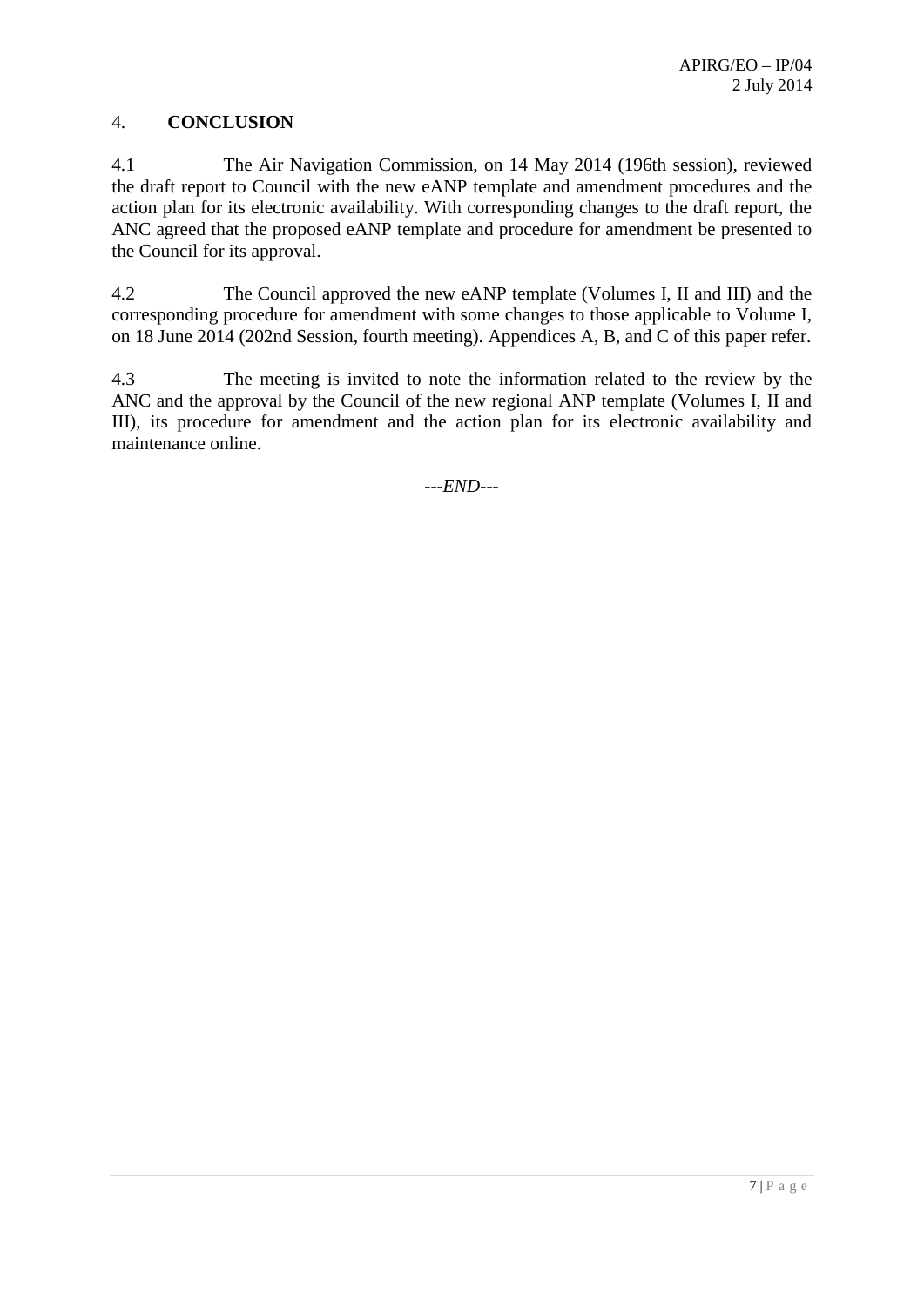## 4. **CONCLUSION**

4.1 The Air Navigation Commission, on 14 May 2014 (196th session), reviewed the draft report to Council with the new eANP template and amendment procedures and the action plan for its electronic availability. With corresponding changes to the draft report, the ANC agreed that the proposed eANP template and procedure for amendment be presented to the Council for its approval.

4.2 The Council approved the new eANP template (Volumes I, II and III) and the corresponding procedure for amendment with some changes to those applicable to Volume I, on 18 June 2014 (202nd Session, fourth meeting). Appendices A, B, and C of this paper refer.

4.3 The meeting is invited to note the information related to the review by the ANC and the approval by the Council of the new regional ANP template (Volumes I, II and III), its procedure for amendment and the action plan for its electronic availability and maintenance online.

*---END---*